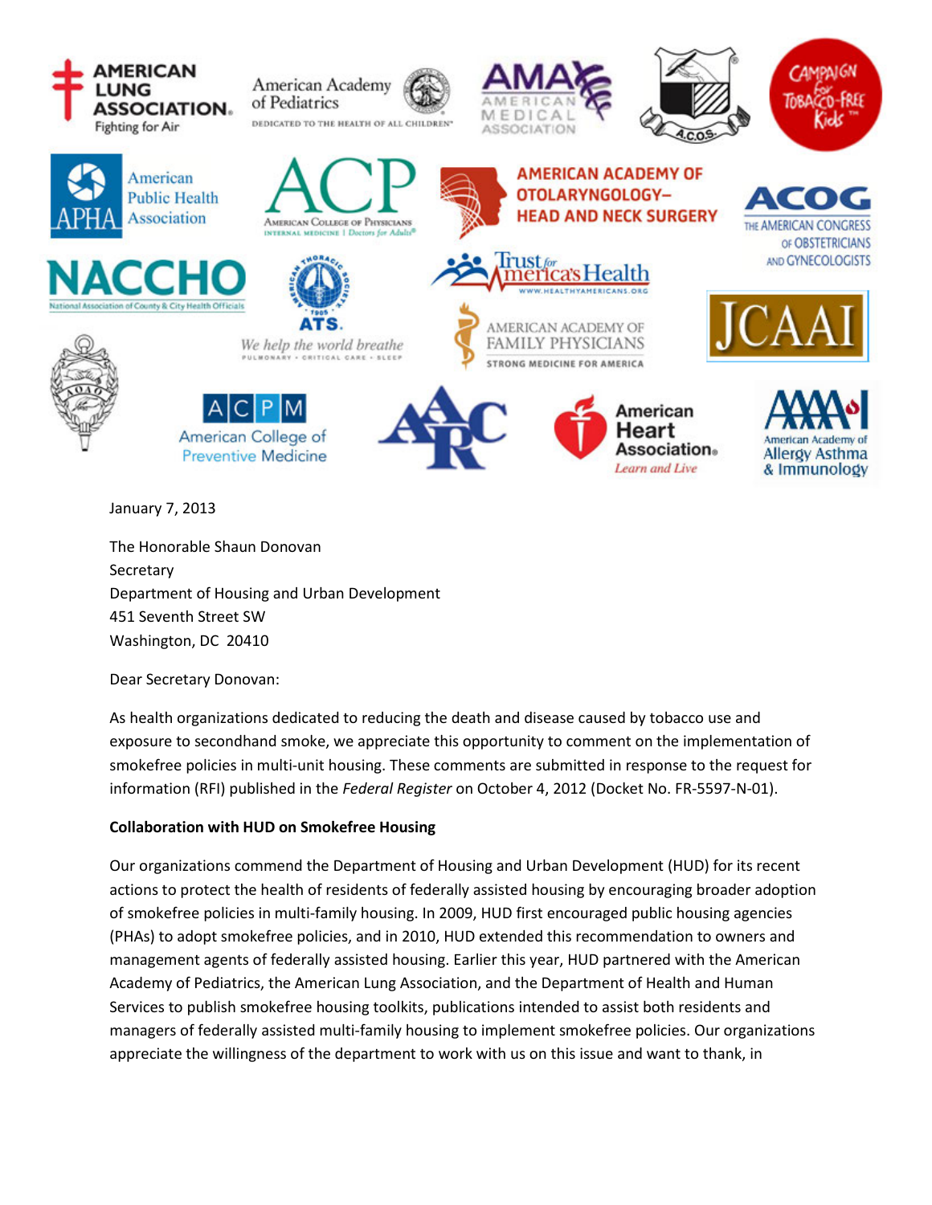January 7, 2013

The Honorable Shaun Donovan
Secretary
Department of Housing and Urban Development
451 Seventh Street SW
Washington, DC 20410

Dear Secretary Donovan:

As health organizations dedicated to reducing the death and disease caused by tobacco use and exposure to secondhand smoke, we appreciate this opportunity to comment on the implementation of smokefree policies in multi-unit housing. These comments are submitted in response to the request for information (RFI) published in the *Federal Register* on October 4, 2012 (Docket No. FR-5597-N-01).

**Collaboration with HUD on Smokefree Housing**

Our organizations commend the Department of Housing and Urban Development (HUD) for its recent actions to protect the health of residents of federally assisted housing by encouraging broader adoption of smokefree policies in multi-family housing. In 2009, HUD first encouraged public housing agencies (PHAs) to adopt smokefree policies, and in 2010, HUD extended this recommendation to owners and management agents of federally assisted housing. Earlier this year, HUD partnered with the American Academy of Pediatrics, the American Lung Association, and the Department of Health and Human Services to publish smokefree housing toolkits, publications intended to assist both residents and managers of federally assisted multi-family housing to implement smokefree policies. Our organizations appreciate the willingness of the department to work with us on this issue and want to thank, in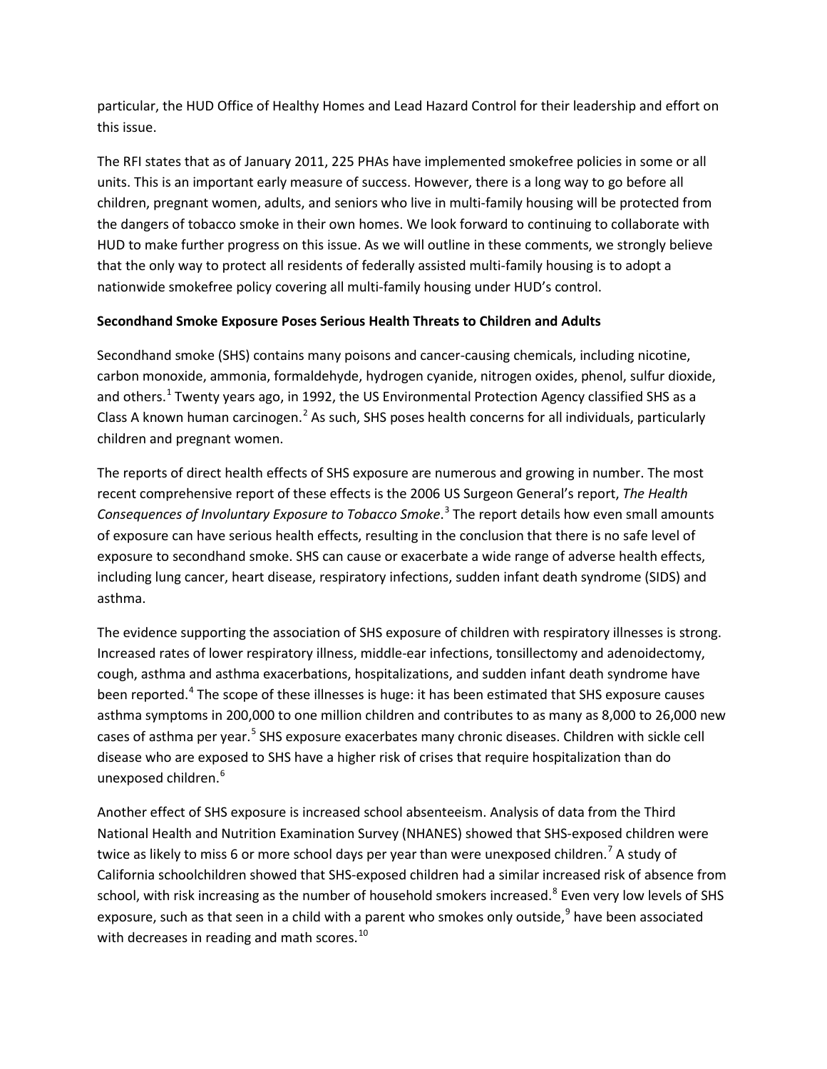particular, the HUD Office of Healthy Homes and Lead Hazard Control for their leadership and effort on this issue.

The RFI states that as of January 2011, 225 PHAs have implemented smokefree policies in some or all units. This is an important early measure of success. However, there is a long way to go before all children, pregnant women, adults, and seniors who live in multi-family housing will be protected from the dangers of tobacco smoke in their own homes. We look forward to continuing to collaborate with HUD to make further progress on this issue. As we will outline in these comments, we strongly believe that the only way to protect all residents of federally assisted multi-family housing is to adopt a nationwide smokefree policy covering all multi-family housing under HUD's control.

**Secondhand Smoke Exposure Poses Serious Health Threats to Children and Adults**

Secondhand smoke (SHS) contains many poisons and cancer-causing chemicals, including nicotine, carbon monoxide, ammonia, formaldehyde, hydrogen cyanide, nitrogen oxides, phenol, sulfur dioxide, and others.[1] Twenty years ago, in 1992, the US Environmental Protection Agency classified SHS as a Class A known human carcinogen.[2] As such, SHS poses health concerns for all individuals, particularly children and pregnant women.

The reports of direct health effects of SHS exposure are numerous and growing in number. The most recent comprehensive report of these effects is the 2006 US Surgeon General's report, *The Health Consequences of Involuntary Exposure to Tobacco Smoke*.[3] The report details how even small amounts of exposure can have serious health effects, resulting in the conclusion that there is no safe level of exposure to secondhand smoke. SHS can cause or exacerbate a wide range of adverse health effects, including lung cancer, heart disease, respiratory infections, sudden infant death syndrome (SIDS) and asthma.

The evidence supporting the association of SHS exposure of children with respiratory illnesses is strong. Increased rates of lower respiratory illness, middle-ear infections, tonsillectomy and adenoidectomy, cough, asthma and asthma exacerbations, hospitalizations, and sudden infant death syndrome have been reported.[4] The scope of these illnesses is huge: it has been estimated that SHS exposure causes asthma symptoms in 200,000 to one million children and contributes to as many as 8,000 to 26,000 new cases of asthma per year.[5] SHS exposure exacerbates many chronic diseases. Children with sickle cell disease who are exposed to SHS have a higher risk of crises that require hospitalization than do unexposed children.[6]

Another effect of SHS exposure is increased school absenteeism. Analysis of data from the Third National Health and Nutrition Examination Survey (NHANES) showed that SHS-exposed children were twice as likely to miss 6 or more school days per year than were unexposed children.[7] A study of California schoolchildren showed that SHS-exposed children had a similar increased risk of absence from school, with risk increasing as the number of household smokers increased.[8] Even very low levels of SHS exposure, such as that seen in a child with a parent who smokes only outside,[9] have been associated with decreases in reading and math scores.[10]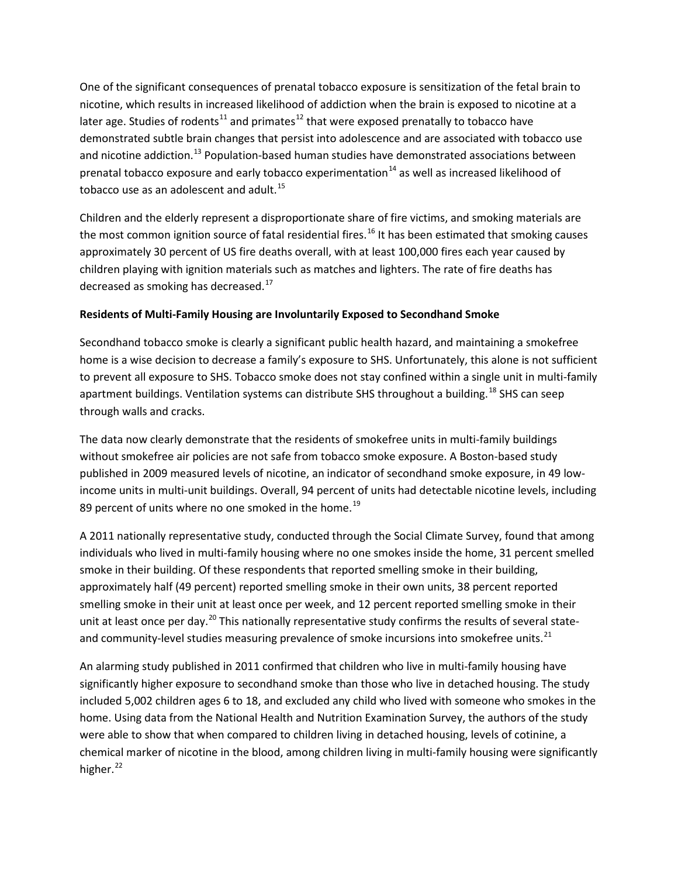One of the significant consequences of prenatal tobacco exposure is sensitization of the fetal brain to nicotine, which results in increased likelihood of addiction when the brain is exposed to nicotine at a later age. Studies of rodents[11] and primates[12] that were exposed prenatally to tobacco have demonstrated subtle brain changes that persist into adolescence and are associated with tobacco use and nicotine addiction.[13] Population-based human studies have demonstrated associations between prenatal tobacco exposure and early tobacco experimentation[14] as well as increased likelihood of tobacco use as an adolescent and adult.[15]

Children and the elderly represent a disproportionate share of fire victims, and smoking materials are the most common ignition source of fatal residential fires.[16] It has been estimated that smoking causes approximately 30 percent of US fire deaths overall, with at least 100,000 fires each year caused by children playing with ignition materials such as matches and lighters. The rate of fire deaths has decreased as smoking has decreased.[17]

**Residents of Multi-Family Housing are Involuntarily Exposed to Secondhand Smoke**

Secondhand tobacco smoke is clearly a significant public health hazard, and maintaining a smokefree home is a wise decision to decrease a family's exposure to SHS. Unfortunately, this alone is not sufficient to prevent all exposure to SHS. Tobacco smoke does not stay confined within a single unit in multi-family apartment buildings. Ventilation systems can distribute SHS throughout a building.[18] SHS can seep through walls and cracks.

The data now clearly demonstrate that the residents of smokefree units in multi-family buildings without smokefree air policies are not safe from tobacco smoke exposure. A Boston-based study published in 2009 measured levels of nicotine, an indicator of secondhand smoke exposure, in 49 low-income units in multi-unit buildings. Overall, 94 percent of units had detectable nicotine levels, including 89 percent of units where no one smoked in the home.[19]

A 2011 nationally representative study, conducted through the Social Climate Survey, found that among individuals who lived in multi-family housing where no one smokes inside the home, 31 percent smelled smoke in their building. Of these respondents that reported smelling smoke in their building, approximately half (49 percent) reported smelling smoke in their own units, 38 percent reported smelling smoke in their unit at least once per week, and 12 percent reported smelling smoke in their unit at least once per day.[20] This nationally representative study confirms the results of several state- and community-level studies measuring prevalence of smoke incursions into smokefree units.[21]

An alarming study published in 2011 confirmed that children who live in multi-family housing have significantly higher exposure to secondhand smoke than those who live in detached housing. The study included 5,002 children ages 6 to 18, and excluded any child who lived with someone who smokes in the home. Using data from the National Health and Nutrition Examination Survey, the authors of the study were able to show that when compared to children living in detached housing, levels of cotinine, a chemical marker of nicotine in the blood, among children living in multi-family housing were significantly higher.[22]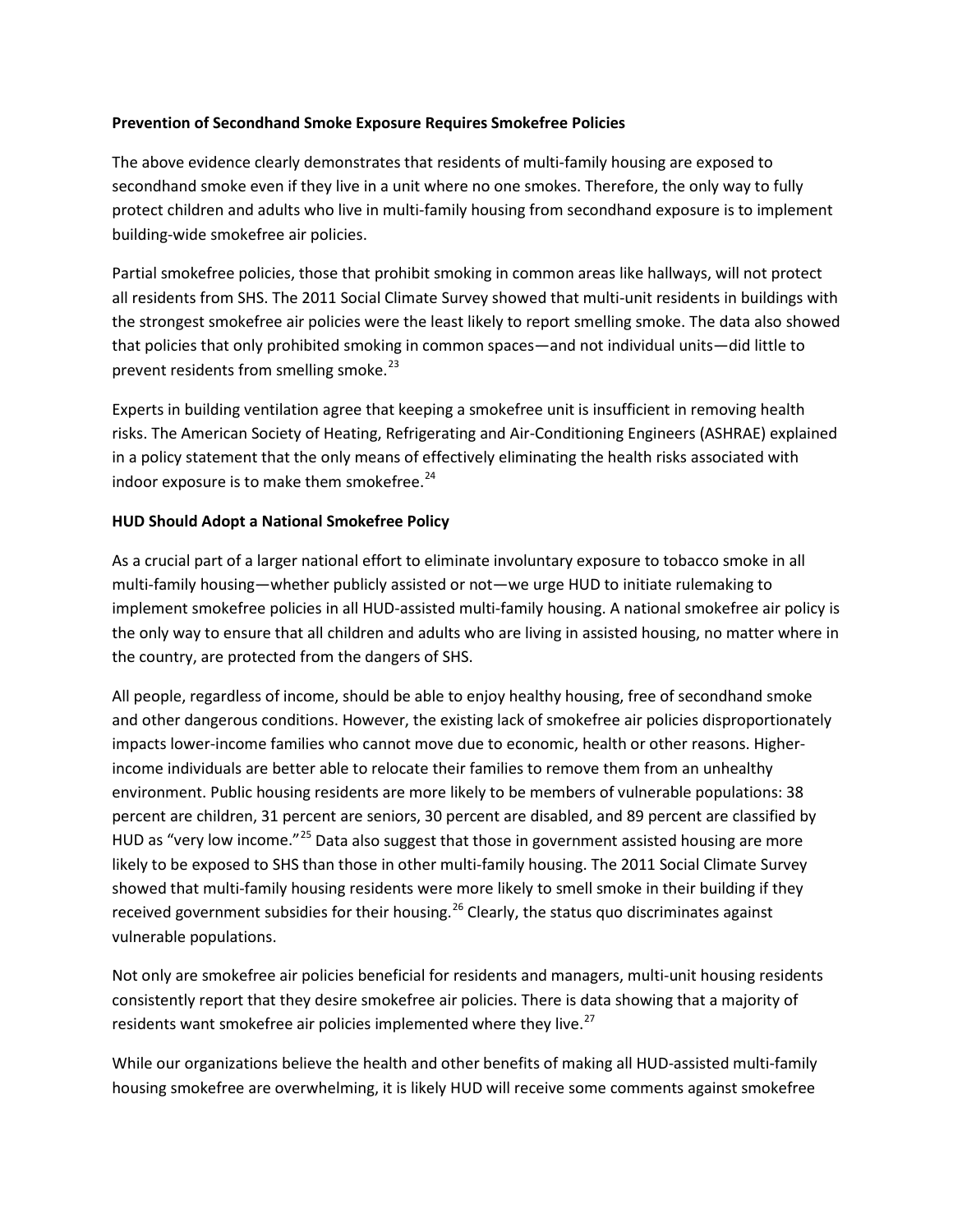**Prevention of Secondhand Smoke Exposure Requires Smokefree Policies**

The above evidence clearly demonstrates that residents of multi-family housing are exposed to secondhand smoke even if they live in a unit where no one smokes. Therefore, the only way to fully protect children and adults who live in multi-family housing from secondhand exposure is to implement building-wide smokefree air policies.

Partial smokefree policies, those that prohibit smoking in common areas like hallways, will not protect all residents from SHS. The 2011 Social Climate Survey showed that multi-unit residents in buildings with the strongest smokefree air policies were the least likely to report smelling smoke. The data also showed that policies that only prohibited smoking in common spaces—and not individual units—did little to prevent residents from smelling smoke.[23]

Experts in building ventilation agree that keeping a smokefree unit is insufficient in removing health risks. The American Society of Heating, Refrigerating and Air-Conditioning Engineers (ASHRAE) explained in a policy statement that the only means of effectively eliminating the health risks associated with indoor exposure is to make them smokefree.[24]

**HUD Should Adopt a National Smokefree Policy**

As a crucial part of a larger national effort to eliminate involuntary exposure to tobacco smoke in all multi-family housing—whether publicly assisted or not—we urge HUD to initiate rulemaking to implement smokefree policies in all HUD-assisted multi-family housing. A national smokefree air policy is the only way to ensure that all children and adults who are living in assisted housing, no matter where in the country, are protected from the dangers of SHS.

All people, regardless of income, should be able to enjoy healthy housing, free of secondhand smoke and other dangerous conditions. However, the existing lack of smokefree air policies disproportionately impacts lower-income families who cannot move due to economic, health or other reasons. Higher-income individuals are better able to relocate their families to remove them from an unhealthy environment. Public housing residents are more likely to be members of vulnerable populations: 38 percent are children, 31 percent are seniors, 30 percent are disabled, and 89 percent are classified by HUD as "very low income."[25] Data also suggest that those in government assisted housing are more likely to be exposed to SHS than those in other multi-family housing. The 2011 Social Climate Survey showed that multi-family housing residents were more likely to smell smoke in their building if they received government subsidies for their housing.[26] Clearly, the status quo discriminates against vulnerable populations.

Not only are smokefree air policies beneficial for residents and managers, multi-unit housing residents consistently report that they desire smokefree air policies. There is data showing that a majority of residents want smokefree air policies implemented where they live.[27]

While our organizations believe the health and other benefits of making all HUD-assisted multi-family housing smokefree are overwhelming, it is likely HUD will receive some comments against smokefree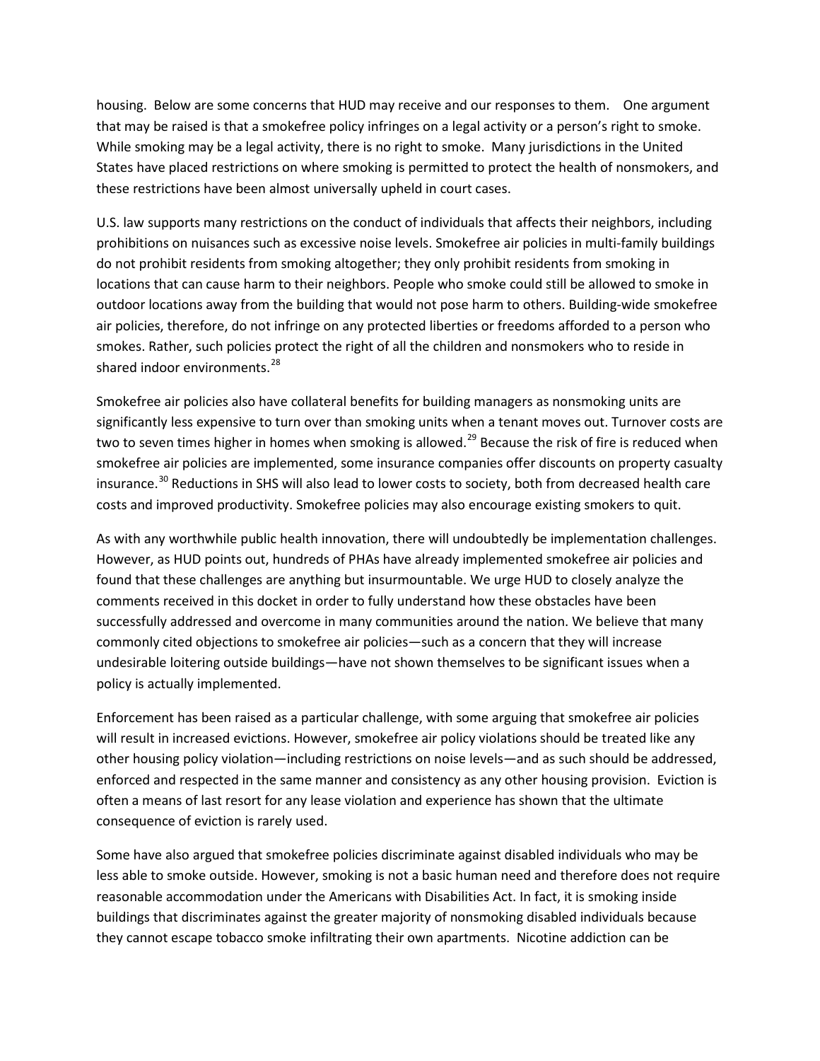housing. Below are some concerns that HUD may receive and our responses to them. One argument that may be raised is that a smokefree policy infringes on a legal activity or a person's right to smoke. While smoking may be a legal activity, there is no right to smoke. Many jurisdictions in the United States have placed restrictions on where smoking is permitted to protect the health of nonsmokers, and these restrictions have been almost universally upheld in court cases.

U.S. law supports many restrictions on the conduct of individuals that affects their neighbors, including prohibitions on nuisances such as excessive noise levels. Smokefree air policies in multi-family buildings do not prohibit residents from smoking altogether; they only prohibit residents from smoking in locations that can cause harm to their neighbors. People who smoke could still be allowed to smoke in outdoor locations away from the building that would not pose harm to others. Building-wide smokefree air policies, therefore, do not infringe on any protected liberties or freedoms afforded to a person who smokes. Rather, such policies protect the right of all the children and nonsmokers who to reside in shared indoor environments.[28]

Smokefree air policies also have collateral benefits for building managers as nonsmoking units are significantly less expensive to turn over than smoking units when a tenant moves out. Turnover costs are two to seven times higher in homes when smoking is allowed.[29] Because the risk of fire is reduced when smokefree air policies are implemented, some insurance companies offer discounts on property casualty insurance.[30] Reductions in SHS will also lead to lower costs to society, both from decreased health care costs and improved productivity. Smokefree policies may also encourage existing smokers to quit.

As with any worthwhile public health innovation, there will undoubtedly be implementation challenges. However, as HUD points out, hundreds of PHAs have already implemented smokefree air policies and found that these challenges are anything but insurmountable. We urge HUD to closely analyze the comments received in this docket in order to fully understand how these obstacles have been successfully addressed and overcome in many communities around the nation. We believe that many commonly cited objections to smokefree air policies—such as a concern that they will increase undesirable loitering outside buildings—have not shown themselves to be significant issues when a policy is actually implemented.

Enforcement has been raised as a particular challenge, with some arguing that smokefree air policies will result in increased evictions. However, smokefree air policy violations should be treated like any other housing policy violation—including restrictions on noise levels—and as such should be addressed, enforced and respected in the same manner and consistency as any other housing provision. Eviction is often a means of last resort for any lease violation and experience has shown that the ultimate consequence of eviction is rarely used.

Some have also argued that smokefree policies discriminate against disabled individuals who may be less able to smoke outside. However, smoking is not a basic human need and therefore does not require reasonable accommodation under the Americans with Disabilities Act. In fact, it is smoking inside buildings that discriminates against the greater majority of nonsmoking disabled individuals because they cannot escape tobacco smoke infiltrating their own apartments. Nicotine addiction can be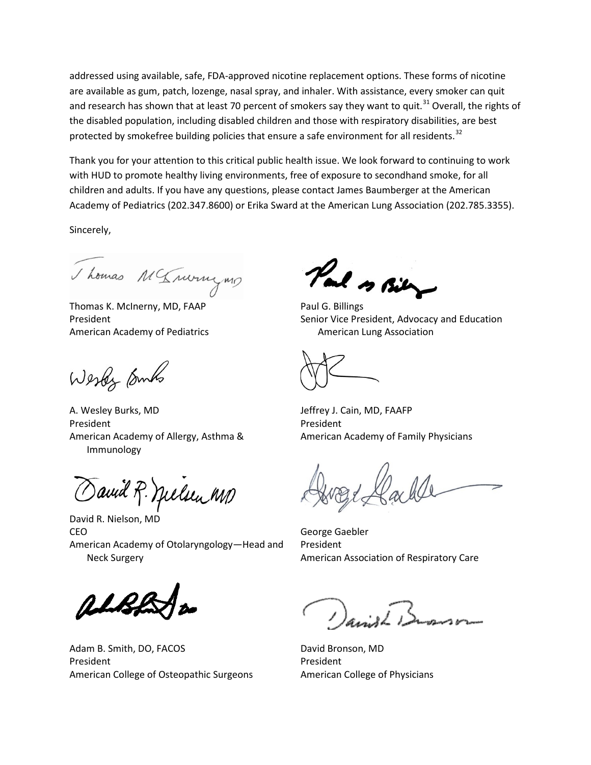addressed using available, safe, FDA-approved nicotine replacement options. These forms of nicotine are available as gum, patch, lozenge, nasal spray, and inhaler. With assistance, every smoker can quit and research has shown that at least 70 percent of smokers say they want to quit.[31] Overall, the rights of the disabled population, including disabled children and those with respiratory disabilities, are best protected by smokefree building policies that ensure a safe environment for all residents.[32]

Thank you for your attention to this critical public health issue. We look forward to continuing to work with HUD to promote healthy living environments, free of exposure to secondhand smoke, for all children and adults. If you have any questions, please contact James Baumberger at the American Academy of Pediatrics (202.347.8600) or Erika Sward at the American Lung Association (202.785.3355).

Sincerely,

Thomas K. McInerny, MD, FAAP
President
American Academy of Pediatrics

Paul G. Billings
Senior Vice President, Advocacy and Education
American Lung Association

A. Wesley Burks, MD
President
American Academy of Allergy, Asthma & Immunology

Jeffrey J. Cain, MD, FAAFP
President
American Academy of Family Physicians

David R. Nielson, MD
CEO
American Academy of Otolaryngology—Head and Neck Surgery

George Gaebler
President
American Association of Respiratory Care

Adam B. Smith, DO, FACOS
President
American College of Osteopathic Surgeons

David Bronson, MD
President
American College of Physicians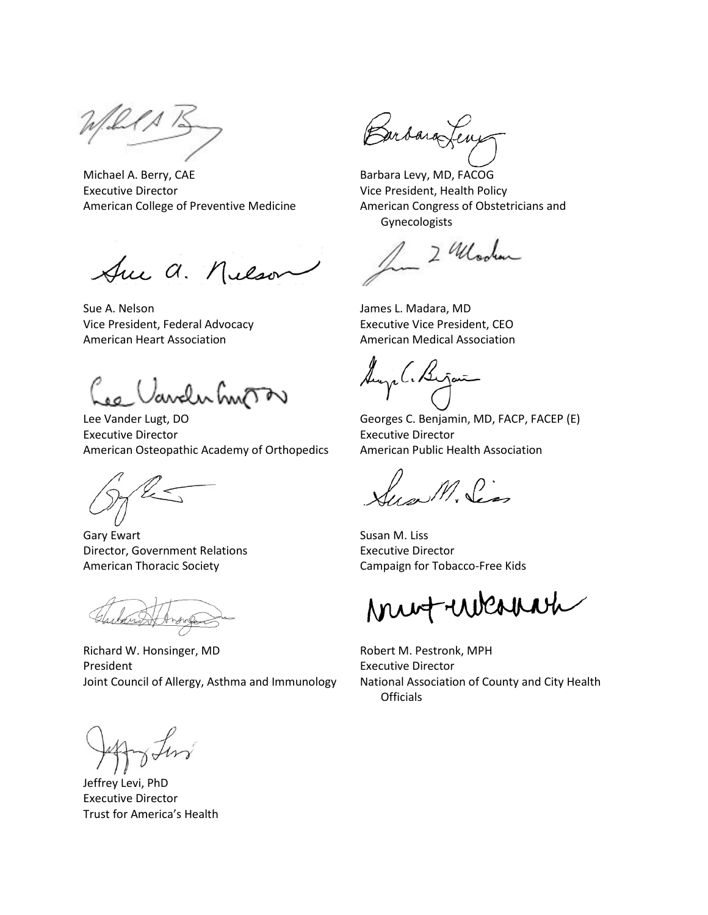Michael A. Berry, CAE
Executive Director
American College of Preventive Medicine

Barbara Levy, MD, FACOG
Vice President, Health Policy
American Congress of Obstetricians and Gynecologists

Sue A. Nelson
Vice President, Federal Advocacy
American Heart Association

James L. Madara, MD
Executive Vice President, CEO
American Medical Association

Lee Vander Lugt, DO
Executive Director
American Osteopathic Academy of Orthopedics

Georges C. Benjamin, MD, FACP, FACEP (E)
Executive Director
American Public Health Association

Gary Ewart
Director, Government Relations
American Thoracic Society

Susan M. Liss
Executive Director
Campaign for Tobacco-Free Kids

Richard W. Honsinger, MD
President
Joint Council of Allergy, Asthma and Immunology

Robert M. Pestronk, MPH
Executive Director
National Association of County and City Health Officials

Jeffrey Levi, PhD
Executive Director
Trust for America's Health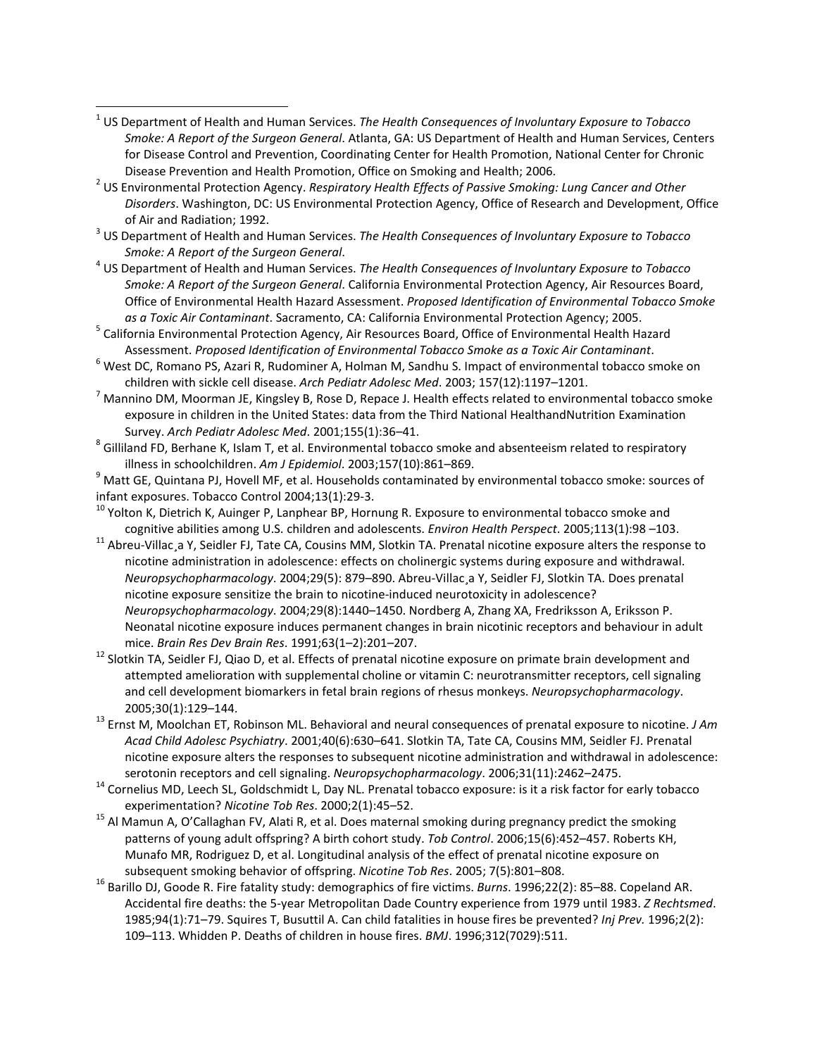[1] US Department of Health and Human Services. *The Health Consequences of Involuntary Exposure to Tobacco Smoke: A Report of the Surgeon General*. Atlanta, GA: US Department of Health and Human Services, Centers for Disease Control and Prevention, Coordinating Center for Health Promotion, National Center for Chronic Disease Prevention and Health Promotion, Office on Smoking and Health; 2006.

[2] US Environmental Protection Agency. *Respiratory Health Effects of Passive Smoking: Lung Cancer and Other Disorders*. Washington, DC: US Environmental Protection Agency, Office of Research and Development, Office of Air and Radiation; 1992.

[3] US Department of Health and Human Services. *The Health Consequences of Involuntary Exposure to Tobacco Smoke: A Report of the Surgeon General*.

[4] US Department of Health and Human Services. *The Health Consequences of Involuntary Exposure to Tobacco Smoke: A Report of the Surgeon General*. California Environmental Protection Agency, Air Resources Board, Office of Environmental Health Hazard Assessment. *Proposed Identification of Environmental Tobacco Smoke as a Toxic Air Contaminant*. Sacramento, CA: California Environmental Protection Agency; 2005.

[5] California Environmental Protection Agency, Air Resources Board, Office of Environmental Health Hazard Assessment. *Proposed Identification of Environmental Tobacco Smoke as a Toxic Air Contaminant*.

[6] West DC, Romano PS, Azari R, Rudominer A, Holman M, Sandhu S. Impact of environmental tobacco smoke on children with sickle cell disease. *Arch Pediatr Adolesc Med*. 2003; 157(12):1197–1201.

[7] Mannino DM, Moorman JE, Kingsley B, Rose D, Repace J. Health effects related to environmental tobacco smoke exposure in children in the United States: data from the Third National HealthandNutrition Examination Survey. *Arch Pediatr Adolesc Med*. 2001;155(1):36–41.

[8] Gilliland FD, Berhane K, Islam T, et al. Environmental tobacco smoke and absenteeism related to respiratory illness in schoolchildren. *Am J Epidemiol*. 2003;157(10):861–869.

[9] Matt GE, Quintana PJ, Hovell MF, et al. Households contaminated by environmental tobacco smoke: sources of infant exposures. Tobacco Control 2004;13(1):29-3.

[10] Yolton K, Dietrich K, Auinger P, Lanphear BP, Hornung R. Exposure to environmental tobacco smoke and cognitive abilities among U.S. children and adolescents. *Environ Health Perspect*. 2005;113(1):98 –103.

[11] Abreu-Villac¸a Y, Seidler FJ, Tate CA, Cousins MM, Slotkin TA. Prenatal nicotine exposure alters the response to nicotine administration in adolescence: effects on cholinergic systems during exposure and withdrawal. *Neuropsychopharmacology*. 2004;29(5): 879–890. Abreu-Villac¸a Y, Seidler FJ, Slotkin TA. Does prenatal nicotine exposure sensitize the brain to nicotine-induced neurotoxicity in adolescence? *Neuropsychopharmacology*. 2004;29(8):1440–1450. Nordberg A, Zhang XA, Fredriksson A, Eriksson P. Neonatal nicotine exposure induces permanent changes in brain nicotinic receptors and behaviour in adult mice. *Brain Res Dev Brain Res*. 1991;63(1–2):201–207.

[12] Slotkin TA, Seidler FJ, Qiao D, et al. Effects of prenatal nicotine exposure on primate brain development and attempted amelioration with supplemental choline or vitamin C: neurotransmitter receptors, cell signaling and cell development biomarkers in fetal brain regions of rhesus monkeys. *Neuropsychopharmacology*. 2005;30(1):129–144.

[13] Ernst M, Moolchan ET, Robinson ML. Behavioral and neural consequences of prenatal exposure to nicotine. *J Am Acad Child Adolesc Psychiatry*. 2001;40(6):630–641. Slotkin TA, Tate CA, Cousins MM, Seidler FJ. Prenatal nicotine exposure alters the responses to subsequent nicotine administration and withdrawal in adolescence: serotonin receptors and cell signaling. *Neuropsychopharmacology*. 2006;31(11):2462–2475.

[14] Cornelius MD, Leech SL, Goldschmidt L, Day NL. Prenatal tobacco exposure: is it a risk factor for early tobacco experimentation? *Nicotine Tob Res*. 2000;2(1):45–52.

[15] Al Mamun A, O'Callaghan FV, Alati R, et al. Does maternal smoking during pregnancy predict the smoking patterns of young adult offspring? A birth cohort study. *Tob Control*. 2006;15(6):452–457. Roberts KH, Munafo MR, Rodriguez D, et al. Longitudinal analysis of the effect of prenatal nicotine exposure on subsequent smoking behavior of offspring. *Nicotine Tob Res*. 2005; 7(5):801–808.

[16] Barillo DJ, Goode R. Fire fatality study: demographics of fire victims. *Burns*. 1996;22(2): 85–88. Copeland AR. Accidental fire deaths: the 5-year Metropolitan Dade Country experience from 1979 until 1983. *Z Rechtsmed*. 1985;94(1):71–79. Squires T, Busuttil A. Can child fatalities in house fires be prevented? *Inj Prev.* 1996;2(2): 109–113. Whidden P. Deaths of children in house fires. *BMJ*. 1996;312(7029):511.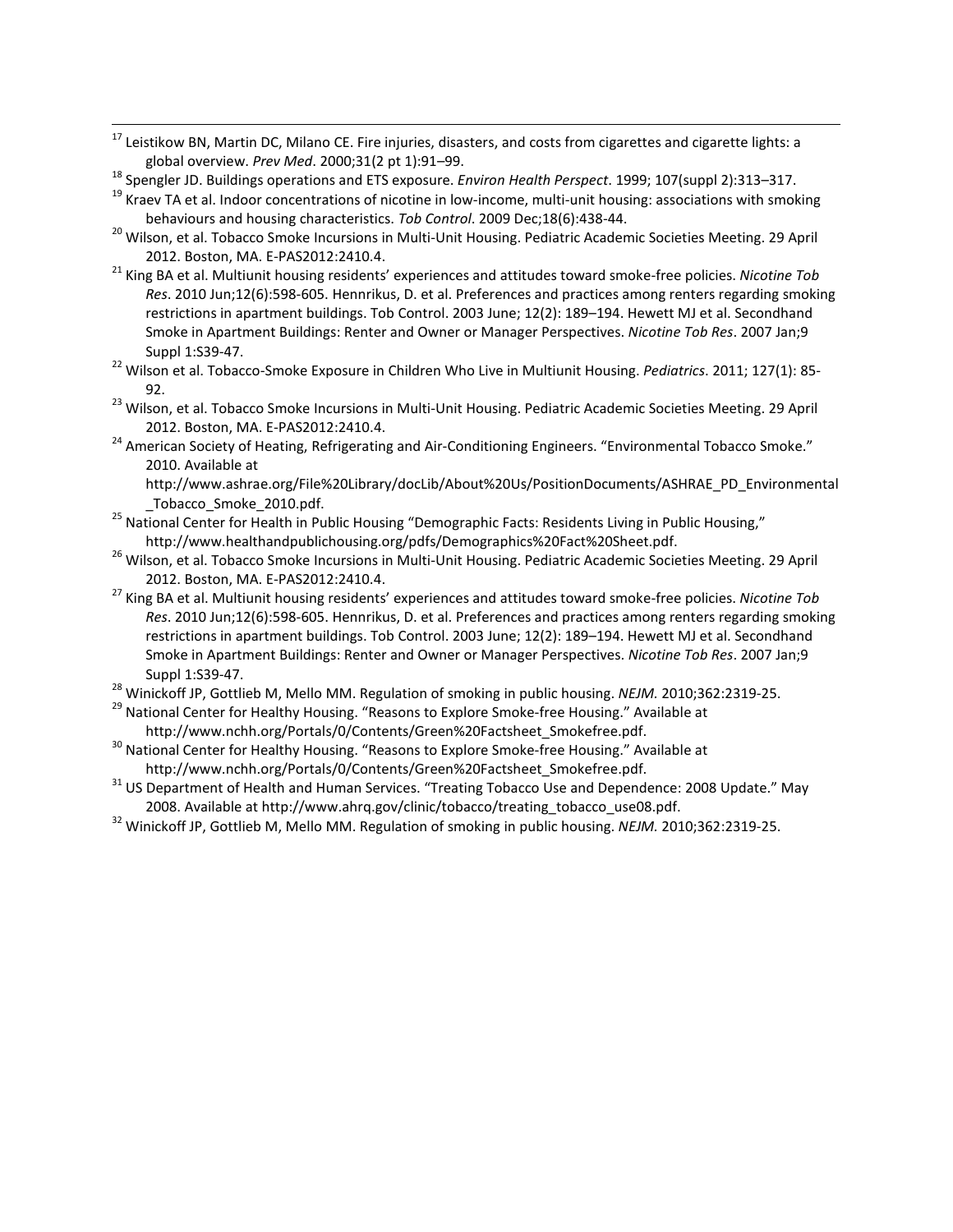[17] Leistikow BN, Martin DC, Milano CE. Fire injuries, disasters, and costs from cigarettes and cigarette lights: a global overview. *Prev Med*. 2000;31(2 pt 1):91–99.

[18] Spengler JD. Buildings operations and ETS exposure. *Environ Health Perspect*. 1999; 107(suppl 2):313–317.

[19] Kraev TA et al. Indoor concentrations of nicotine in low-income, multi-unit housing: associations with smoking behaviours and housing characteristics. *Tob Control*. 2009 Dec;18(6):438-44.

[20] Wilson, et al. Tobacco Smoke Incursions in Multi-Unit Housing. Pediatric Academic Societies Meeting. 29 April 2012. Boston, MA. E-PAS2012:2410.4.

[21] King BA et al. Multiunit housing residents' experiences and attitudes toward smoke-free policies. *Nicotine Tob Res*. 2010 Jun;12(6):598-605. Hennrikus, D. et al. Preferences and practices among renters regarding smoking restrictions in apartment buildings. Tob Control. 2003 June; 12(2): 189–194. Hewett MJ et al. Secondhand Smoke in Apartment Buildings: Renter and Owner or Manager Perspectives. *Nicotine Tob Res*. 2007 Jan;9 Suppl 1:S39-47.

[22] Wilson et al. Tobacco-Smoke Exposure in Children Who Live in Multiunit Housing. *Pediatrics*. 2011; 127(1): 85-92.

[23] Wilson, et al. Tobacco Smoke Incursions in Multi-Unit Housing. Pediatric Academic Societies Meeting. 29 April 2012. Boston, MA. E-PAS2012:2410.4.

[24] American Society of Heating, Refrigerating and Air-Conditioning Engineers. "Environmental Tobacco Smoke." 2010. Available at http://www.ashrae.org/File%20Library/docLib/About%20Us/PositionDocuments/ASHRAE_PD_Environmental_Tobacco_Smoke_2010.pdf.

[25] National Center for Health in Public Housing "Demographic Facts: Residents Living in Public Housing," http://www.healthandpublichousing.org/pdfs/Demographics%20Fact%20Sheet.pdf.

[26] Wilson, et al. Tobacco Smoke Incursions in Multi-Unit Housing. Pediatric Academic Societies Meeting. 29 April 2012. Boston, MA. E-PAS2012:2410.4.

[27] King BA et al. Multiunit housing residents' experiences and attitudes toward smoke-free policies. *Nicotine Tob Res*. 2010 Jun;12(6):598-605. Hennrikus, D. et al. Preferences and practices among renters regarding smoking restrictions in apartment buildings. Tob Control. 2003 June; 12(2): 189–194. Hewett MJ et al. Secondhand Smoke in Apartment Buildings: Renter and Owner or Manager Perspectives. *Nicotine Tob Res*. 2007 Jan;9 Suppl 1:S39-47.

[28] Winickoff JP, Gottlieb M, Mello MM. Regulation of smoking in public housing. *NEJM.* 2010;362:2319-25.

[29] National Center for Healthy Housing. "Reasons to Explore Smoke-free Housing." Available at http://www.nchh.org/Portals/0/Contents/Green%20Factsheet_Smokefree.pdf.

[30] National Center for Healthy Housing. "Reasons to Explore Smoke-free Housing." Available at http://www.nchh.org/Portals/0/Contents/Green%20Factsheet_Smokefree.pdf.

[31] US Department of Health and Human Services. "Treating Tobacco Use and Dependence: 2008 Update." May 2008. Available at http://www.ahrq.gov/clinic/tobacco/treating_tobacco_use08.pdf.

[32] Winickoff JP, Gottlieb M, Mello MM. Regulation of smoking in public housing. *NEJM.* 2010;362:2319-25.